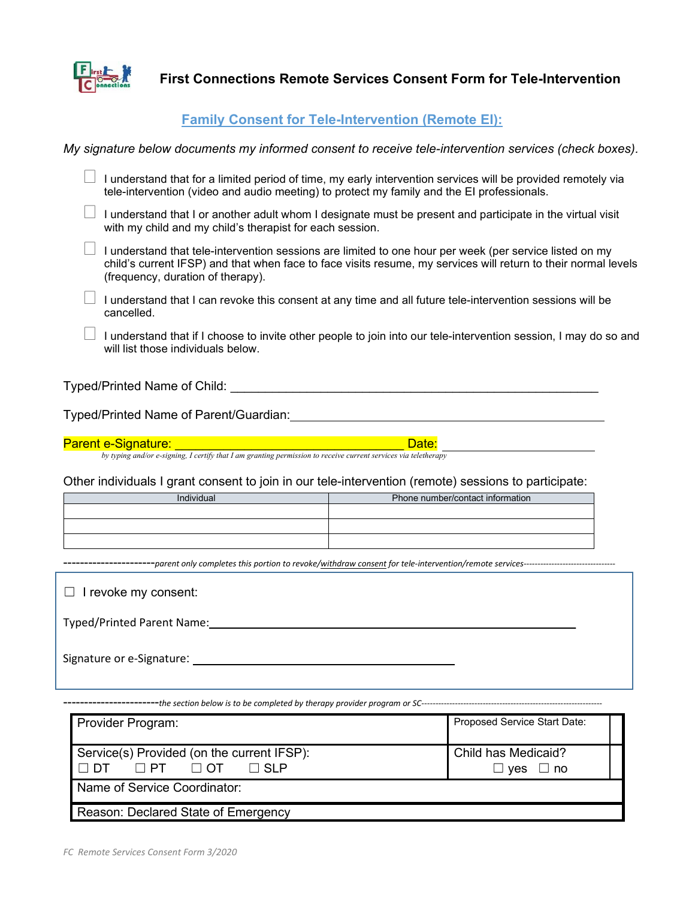# First Connections Remote Services Consent Form for Tele-Intervention

## Family Consent for Tele-Intervention (Remote EI):

*My signature below documents my informed consent to receive tele-intervention services (check boxes).*

- ☐ I understand that for a limited period of time, my early intervention services will be provided remotely via tele-intervention (video and audio meeting) to protect my family and the EI professionals.
- ☐ I understand that I or another adult whom I designate must be present and participate in the virtual visit with my child and my child's therapist for each session.
- ☐ I understand that tele-intervention sessions are limited to one hour per week (per service listed on my child's current IFSP) and that when face to face visits resume, my services will return to their normal levels (frequency, duration of therapy).
- ☐ I understand that I can revoke this consent at any time and all future tele-intervention sessions will be cancelled.
- ☐ I understand that if I choose to invite other people to join into our tele-intervention session, I may do so and will list those individuals below.

Typed/Printed Name of Child: ______________________________________________________

Typed/Printed Name of Parent/Guardian: ______________________________________________

Parent e-Signature: ___________________________________ Date: ______________________

*by typing and/or e-signing, I certify that I am granting permission to receive current services via teletherapy*

Other individuals I grant consent to join in our tele-intervention (remote) sessions to participate:

| Individual | Phone number/contact information |
|---|---|
| | |
| | |
| | |

---------------------*parent only completes this portion to revoke/withdraw consent for tele-intervention/remote services*--------------------------------

☐ I revoke my consent:

Typed/Printed Parent Name: ______________________________________________________

Signature or e-Signature: ________________________________________

----------------------*the section below is to be completed by therapy provider program or SC*--------------------------------------------------------------

| Provider Program: | Proposed Service Start Date: |
|---|---|
| Service(s) Provided (on the current IFSP): ☐ DT ☐ PT ☐ OT ☐ SLP | Child has Medicaid? ☐ yes ☐ no |
| Name of Service Coordinator: | |
| Reason: Declared State of Emergency | |

*FC Remote Services Consent Form 3/2020*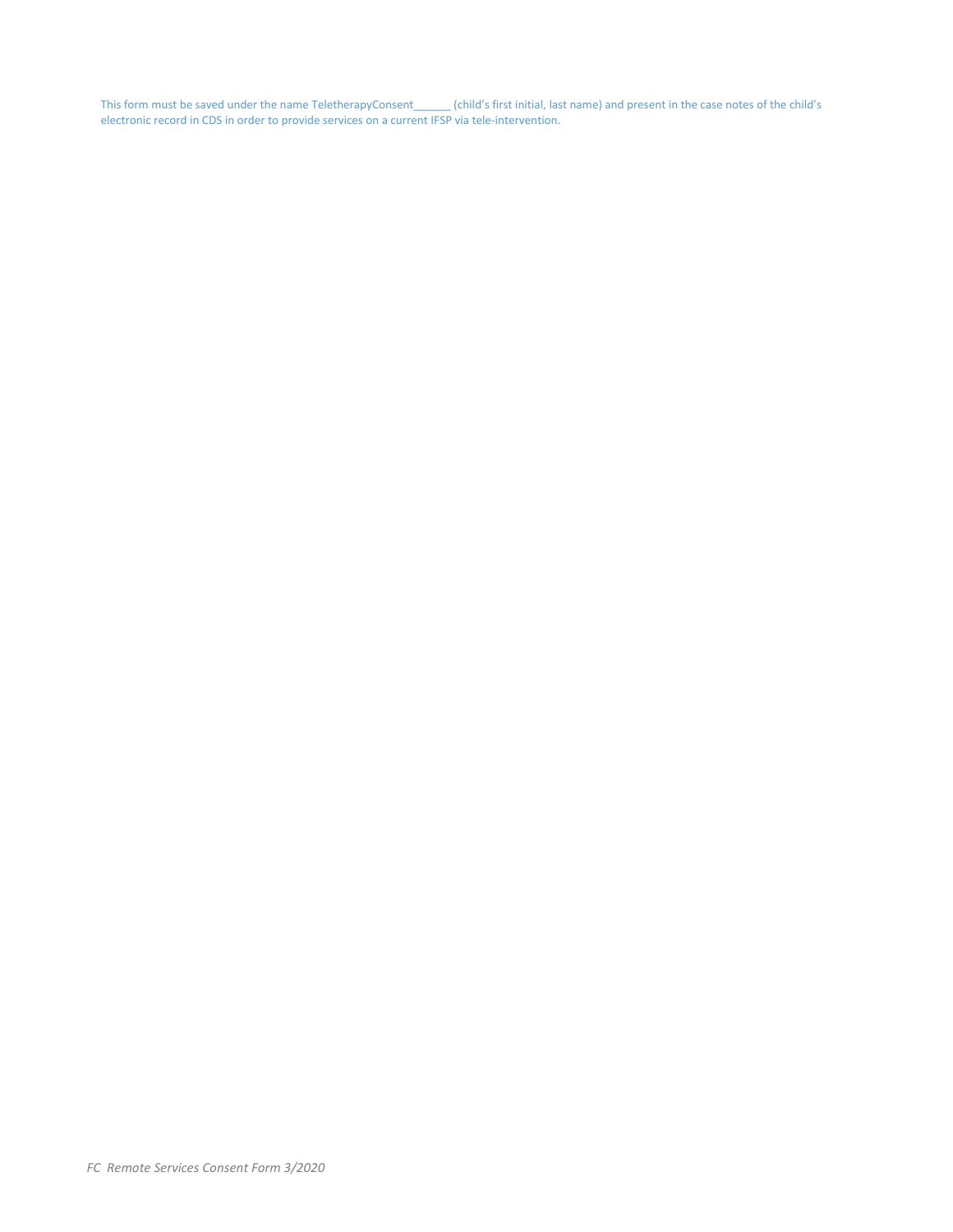This form must be saved under the name TeletherapyConsent______ (child's first initial, last name) and present in the case notes of the child's electronic record in CDS in order to provide services on a current IFSP via tele-intervention.